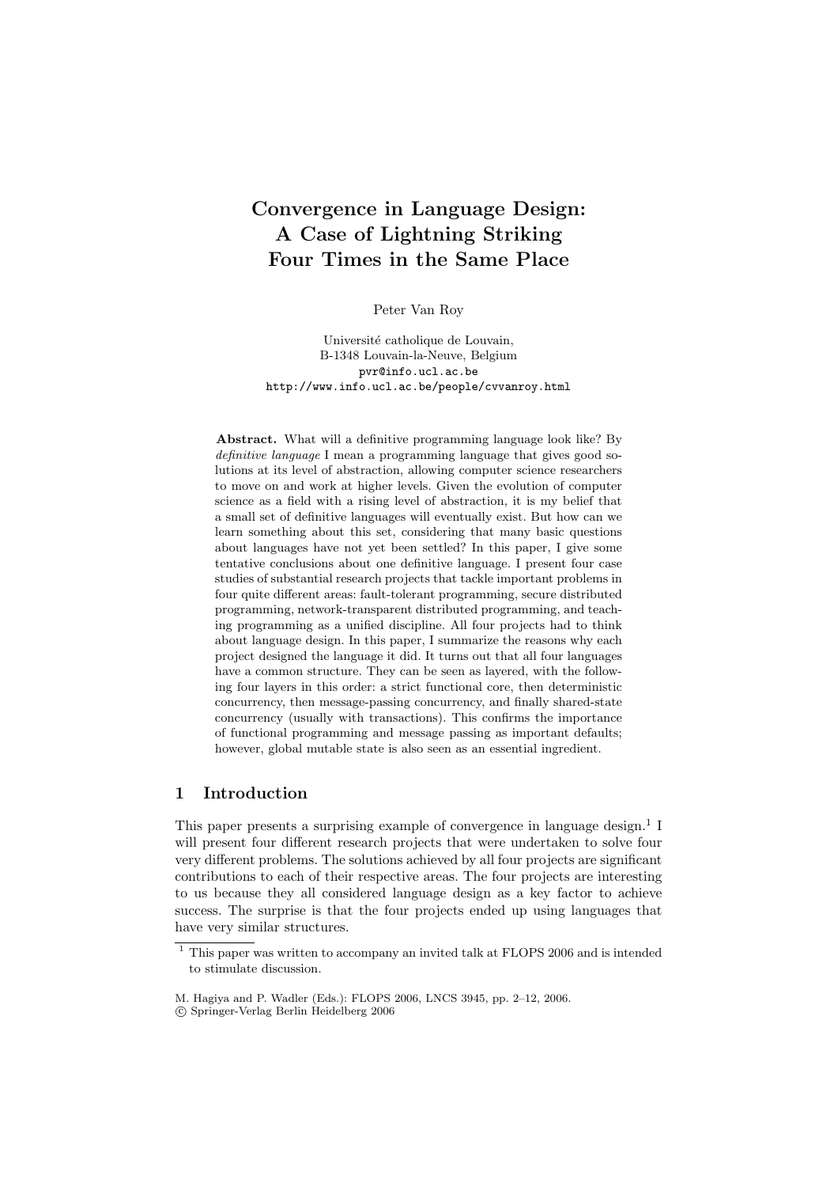# Convergence in Language Design: A Case of Lightning Striking Four Times in the Same Place

Peter Van Roy

Université catholique de Louvain,
B-1348 Louvain-la-Neuve, Belgium
pvr@info.ucl.ac.be
http://www.info.ucl.ac.be/people/cvvanroy.html

**Abstract.** What will a definitive programming language look like? By *definitive language* I mean a programming language that gives good solutions at its level of abstraction, allowing computer science researchers to move on and work at higher levels. Given the evolution of computer science as a field with a rising level of abstraction, it is my belief that a small set of definitive languages will eventually exist. But how can we learn something about this set, considering that many basic questions about languages have not yet been settled? In this paper, I give some tentative conclusions about one definitive language. I present four case studies of substantial research projects that tackle important problems in four quite different areas: fault-tolerant programming, secure distributed programming, network-transparent distributed programming, and teaching programming as a unified discipline. All four projects had to think about language design. In this paper, I summarize the reasons why each project designed the language it did. It turns out that all four languages have a common structure. They can be seen as layered, with the following four layers in this order: a strict functional core, then deterministic concurrency, then message-passing concurrency, and finally shared-state concurrency (usually with transactions). This confirms the importance of functional programming and message passing as important defaults; however, global mutable state is also seen as an essential ingredient.

## 1 Introduction

This paper presents a surprising example of convergence in language design.[1] I will present four different research projects that were undertaken to solve four very different problems. The solutions achieved by all four projects are significant contributions to each of their respective areas. The four projects are interesting to us because they all considered language design as a key factor to achieve success. The surprise is that the four projects ended up using languages that have very similar structures.

[1] This paper was written to accompany an invited talk at FLOPS 2006 and is intended to stimulate discussion.

M. Hagiya and P. Wadler (Eds.): FLOPS 2006, LNCS 3945, pp. 2–12, 2006.
© Springer-Verlag Berlin Heidelberg 2006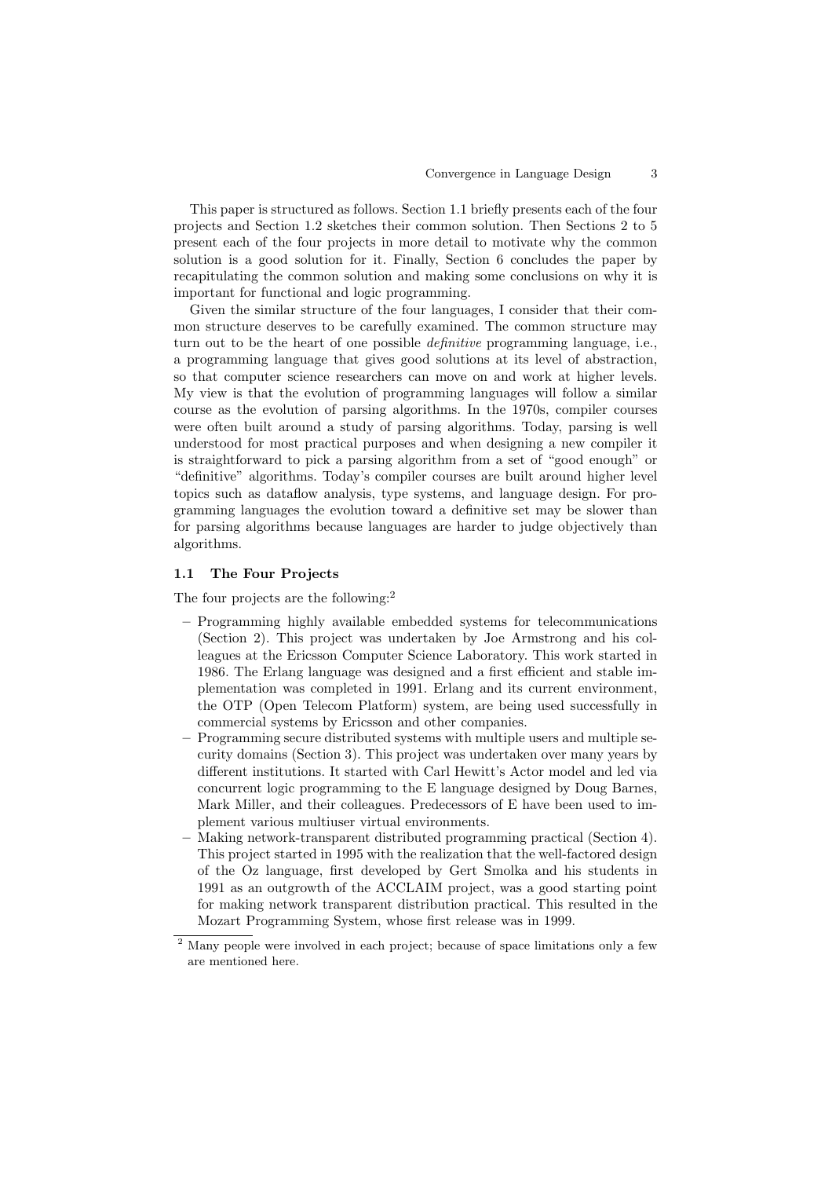This paper is structured as follows. Section 1.1 briefly presents each of the four projects and Section 1.2 sketches their common solution. Then Sections 2 to 5 present each of the four projects in more detail to motivate why the common solution is a good solution for it. Finally, Section 6 concludes the paper by recapitulating the common solution and making some conclusions on why it is important for functional and logic programming.

Given the similar structure of the four languages, I consider that their common structure deserves to be carefully examined. The common structure may turn out to be the heart of one possible *definitive* programming language, i.e., a programming language that gives good solutions at its level of abstraction, so that computer science researchers can move on and work at higher levels. My view is that the evolution of programming languages will follow a similar course as the evolution of parsing algorithms. In the 1970s, compiler courses were often built around a study of parsing algorithms. Today, parsing is well understood for most practical purposes and when designing a new compiler it is straightforward to pick a parsing algorithm from a set of "good enough" or "definitive" algorithms. Today's compiler courses are built around higher level topics such as dataflow analysis, type systems, and language design. For programming languages the evolution toward a definitive set may be slower than for parsing algorithms because languages are harder to judge objectively than algorithms.

### 1.1 The Four Projects

The four projects are the following:[2]

- Programming highly available embedded systems for telecommunications (Section 2). This project was undertaken by Joe Armstrong and his colleagues at the Ericsson Computer Science Laboratory. This work started in 1986. The Erlang language was designed and a first efficient and stable implementation was completed in 1991. Erlang and its current environment, the OTP (Open Telecom Platform) system, are being used successfully in commercial systems by Ericsson and other companies.
- Programming secure distributed systems with multiple users and multiple security domains (Section 3). This project was undertaken over many years by different institutions. It started with Carl Hewitt's Actor model and led via concurrent logic programming to the E language designed by Doug Barnes, Mark Miller, and their colleagues. Predecessors of E have been used to implement various multiuser virtual environments.
- Making network-transparent distributed programming practical (Section 4). This project started in 1995 with the realization that the well-factored design of the Oz language, first developed by Gert Smolka and his students in 1991 as an outgrowth of the ACCLAIM project, was a good starting point for making network transparent distribution practical. This resulted in the Mozart Programming System, whose first release was in 1999.

[2] Many people were involved in each project; because of space limitations only a few are mentioned here.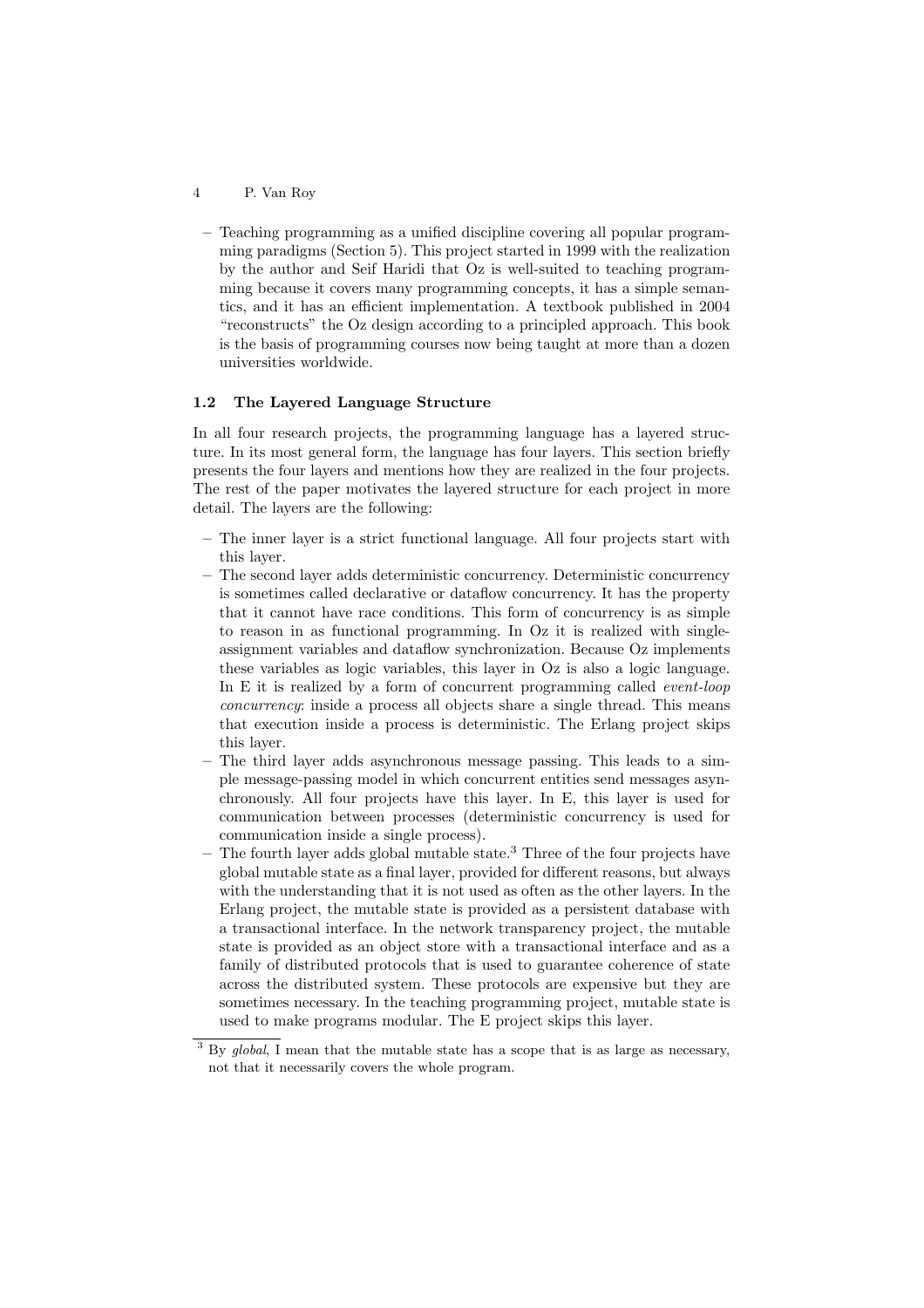- Teaching programming as a unified discipline covering all popular programming paradigms (Section 5). This project started in 1999 with the realization by the author and Seif Haridi that Oz is well-suited to teaching programming because it covers many programming concepts, it has a simple semantics, and it has an efficient implementation. A textbook published in 2004 "reconstructs" the Oz design according to a principled approach. This book is the basis of programming courses now being taught at more than a dozen universities worldwide.

### 1.2 The Layered Language Structure

In all four research projects, the programming language has a layered structure. In its most general form, the language has four layers. This section briefly presents the four layers and mentions how they are realized in the four projects. The rest of the paper motivates the layered structure for each project in more detail. The layers are the following:

- The inner layer is a strict functional language. All four projects start with this layer.
- The second layer adds deterministic concurrency. Deterministic concurrency is sometimes called declarative or dataflow concurrency. It has the property that it cannot have race conditions. This form of concurrency is as simple to reason in as functional programming. In Oz it is realized with single-assignment variables and dataflow synchronization. Because Oz implements these variables as logic variables, this layer in Oz is also a logic language. In E it is realized by a form of concurrent programming called *event-loop concurrency*: inside a process all objects share a single thread. This means that execution inside a process is deterministic. The Erlang project skips this layer.
- The third layer adds asynchronous message passing. This leads to a simple message-passing model in which concurrent entities send messages asynchronously. All four projects have this layer. In E, this layer is used for communication between processes (deterministic concurrency is used for communication inside a single process).
- The fourth layer adds global mutable state.[3] Three of the four projects have global mutable state as a final layer, provided for different reasons, but always with the understanding that it is not used as often as the other layers. In the Erlang project, the mutable state is provided as a persistent database with a transactional interface. In the network transparency project, the mutable state is provided as an object store with a transactional interface and as a family of distributed protocols that is used to guarantee coherence of state across the distributed system. These protocols are expensive but they are sometimes necessary. In the teaching programming project, mutable state is used to make programs modular. The E project skips this layer.

[3] By *global*, I mean that the mutable state has a scope that is as large as necessary, not that it necessarily covers the whole program.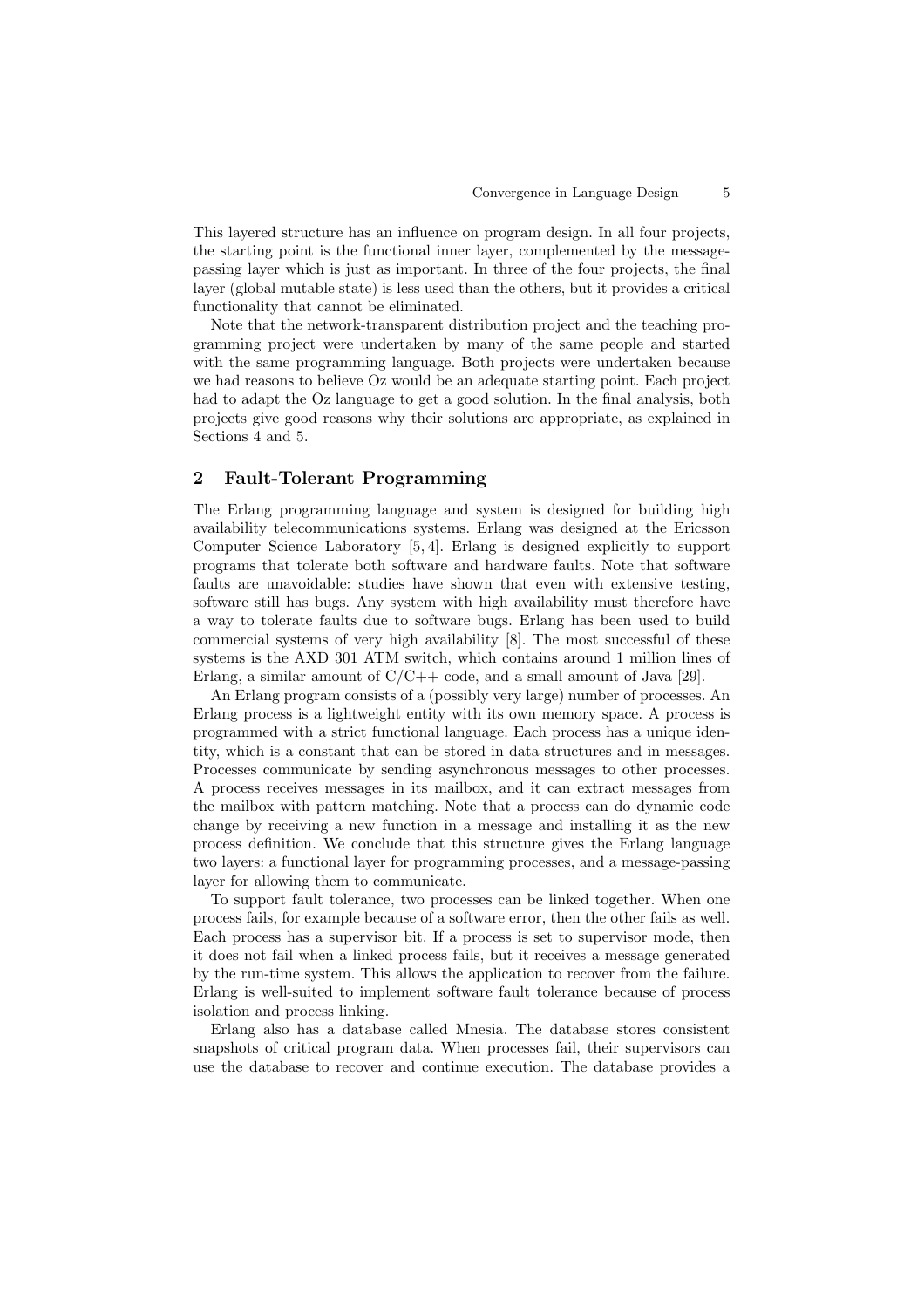This layered structure has an influence on program design. In all four projects, the starting point is the functional inner layer, complemented by the message-passing layer which is just as important. In three of the four projects, the final layer (global mutable state) is less used than the others, but it provides a critical functionality that cannot be eliminated.

Note that the network-transparent distribution project and the teaching programming project were undertaken by many of the same people and started with the same programming language. Both projects were undertaken because we had reasons to believe Oz would be an adequate starting point. Each project had to adapt the Oz language to get a good solution. In the final analysis, both projects give good reasons why their solutions are appropriate, as explained in Sections 4 and 5.

## 2 Fault-Tolerant Programming

The Erlang programming language and system is designed for building high availability telecommunications systems. Erlang was designed at the Ericsson Computer Science Laboratory [5, 4]. Erlang is designed explicitly to support programs that tolerate both software and hardware faults. Note that software faults are unavoidable: studies have shown that even with extensive testing, software still has bugs. Any system with high availability must therefore have a way to tolerate faults due to software bugs. Erlang has been used to build commercial systems of very high availability [8]. The most successful of these systems is the AXD 301 ATM switch, which contains around 1 million lines of Erlang, a similar amount of C/C++ code, and a small amount of Java [29].

An Erlang program consists of a (possibly very large) number of processes. An Erlang process is a lightweight entity with its own memory space. A process is programmed with a strict functional language. Each process has a unique identity, which is a constant that can be stored in data structures and in messages. Processes communicate by sending asynchronous messages to other processes. A process receives messages in its mailbox, and it can extract messages from the mailbox with pattern matching. Note that a process can do dynamic code change by receiving a new function in a message and installing it as the new process definition. We conclude that this structure gives the Erlang language two layers: a functional layer for programming processes, and a message-passing layer for allowing them to communicate.

To support fault tolerance, two processes can be linked together. When one process fails, for example because of a software error, then the other fails as well. Each process has a supervisor bit. If a process is set to supervisor mode, then it does not fail when a linked process fails, but it receives a message generated by the run-time system. This allows the application to recover from the failure. Erlang is well-suited to implement software fault tolerance because of process isolation and process linking.

Erlang also has a database called Mnesia. The database stores consistent snapshots of critical program data. When processes fail, their supervisors can use the database to recover and continue execution. The database provides a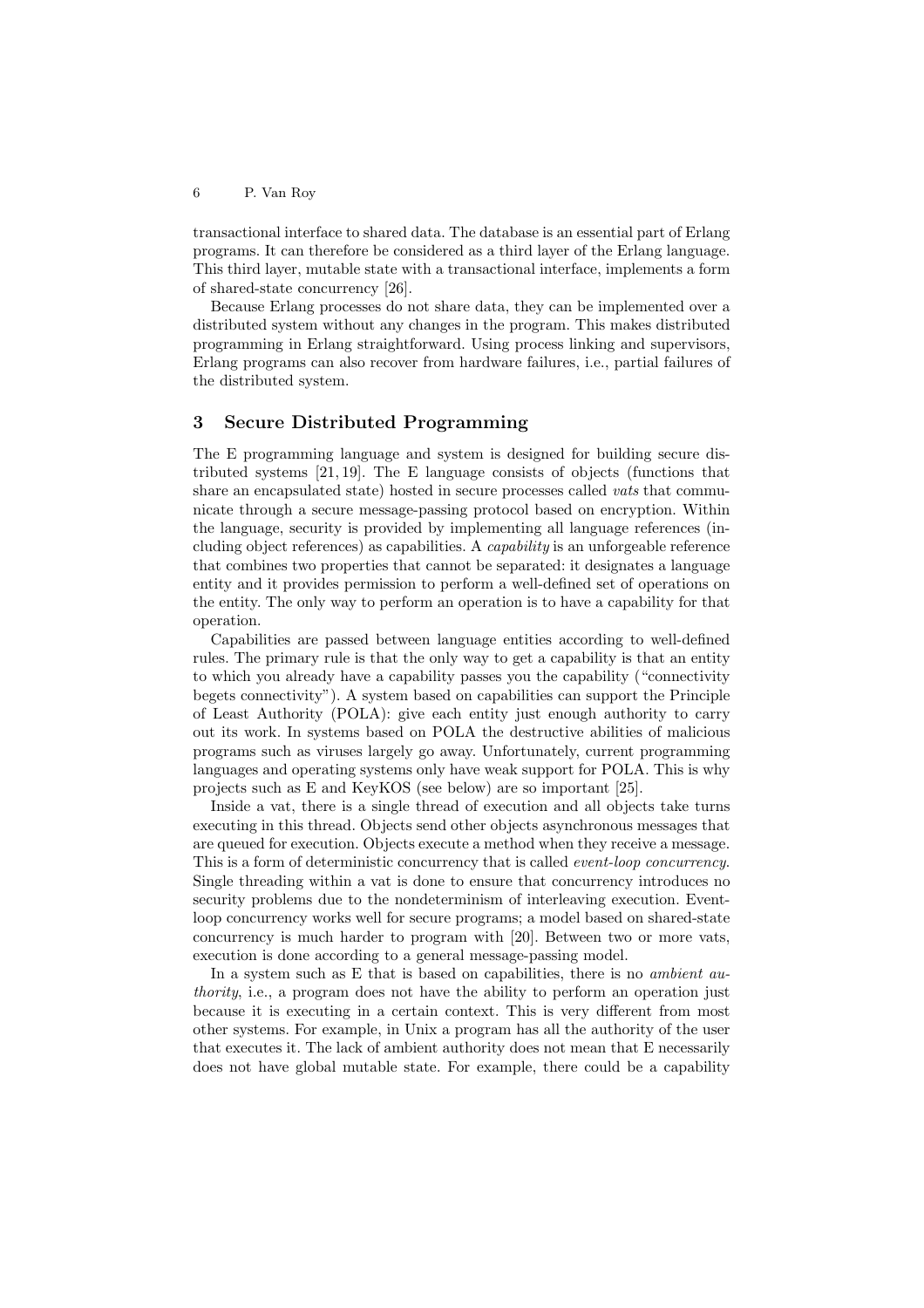transactional interface to shared data. The database is an essential part of Erlang programs. It can therefore be considered as a third layer of the Erlang language. This third layer, mutable state with a transactional interface, implements a form of shared-state concurrency [26].

Because Erlang processes do not share data, they can be implemented over a distributed system without any changes in the program. This makes distributed programming in Erlang straightforward. Using process linking and supervisors, Erlang programs can also recover from hardware failures, i.e., partial failures of the distributed system.

## 3 Secure Distributed Programming

The E programming language and system is designed for building secure distributed systems [21, 19]. The E language consists of objects (functions that share an encapsulated state) hosted in secure processes called *vats* that communicate through a secure message-passing protocol based on encryption. Within the language, security is provided by implementing all language references (including object references) as capabilities. A *capability* is an unforgeable reference that combines two properties that cannot be separated: it designates a language entity and it provides permission to perform a well-defined set of operations on the entity. The only way to perform an operation is to have a capability for that operation.

Capabilities are passed between language entities according to well-defined rules. The primary rule is that the only way to get a capability is that an entity to which you already have a capability passes you the capability ("connectivity begets connectivity"). A system based on capabilities can support the Principle of Least Authority (POLA): give each entity just enough authority to carry out its work. In systems based on POLA the destructive abilities of malicious programs such as viruses largely go away. Unfortunately, current programming languages and operating systems only have weak support for POLA. This is why projects such as E and KeyKOS (see below) are so important [25].

Inside a vat, there is a single thread of execution and all objects take turns executing in this thread. Objects send other objects asynchronous messages that are queued for execution. Objects execute a method when they receive a message. This is a form of deterministic concurrency that is called *event-loop concurrency*. Single threading within a vat is done to ensure that concurrency introduces no security problems due to the nondeterminism of interleaving execution. Event-loop concurrency works well for secure programs; a model based on shared-state concurrency is much harder to program with [20]. Between two or more vats, execution is done according to a general message-passing model.

In a system such as E that is based on capabilities, there is no *ambient authority*, i.e., a program does not have the ability to perform an operation just because it is executing in a certain context. This is very different from most other systems. For example, in Unix a program has all the authority of the user that executes it. The lack of ambient authority does not mean that E necessarily does not have global mutable state. For example, there could be a capability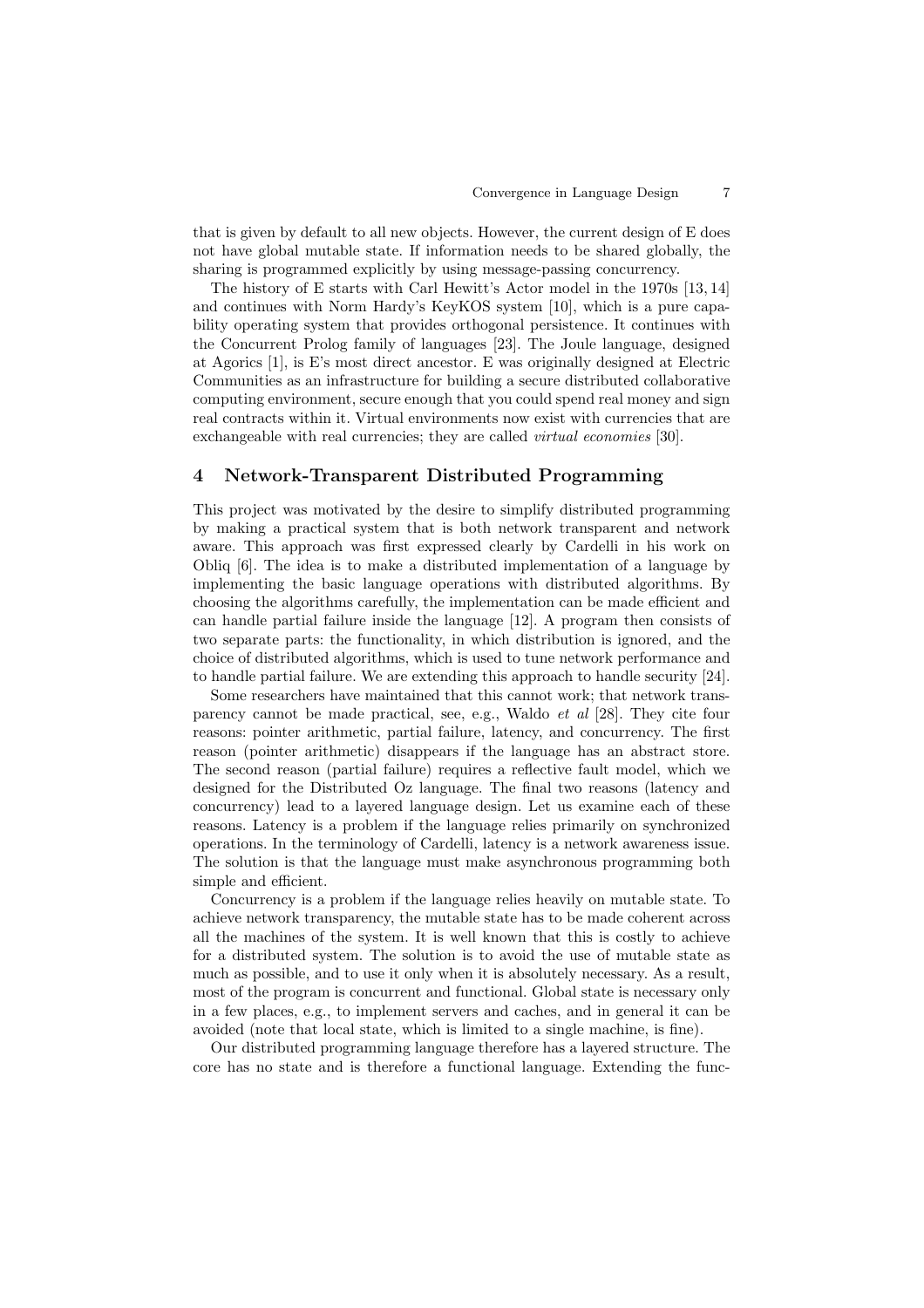that is given by default to all new objects. However, the current design of E does not have global mutable state. If information needs to be shared globally, the sharing is programmed explicitly by using message-passing concurrency.

The history of E starts with Carl Hewitt's Actor model in the 1970s [13, 14] and continues with Norm Hardy's KeyKOS system [10], which is a pure capability operating system that provides orthogonal persistence. It continues with the Concurrent Prolog family of languages [23]. The Joule language, designed at Agorics [1], is E's most direct ancestor. E was originally designed at Electric Communities as an infrastructure for building a secure distributed collaborative computing environment, secure enough that you could spend real money and sign real contracts within it. Virtual environments now exist with currencies that are exchangeable with real currencies; they are called *virtual economies* [30].

## 4 Network-Transparent Distributed Programming

This project was motivated by the desire to simplify distributed programming by making a practical system that is both network transparent and network aware. This approach was first expressed clearly by Cardelli in his work on Obliq [6]. The idea is to make a distributed implementation of a language by implementing the basic language operations with distributed algorithms. By choosing the algorithms carefully, the implementation can be made efficient and can handle partial failure inside the language [12]. A program then consists of two separate parts: the functionality, in which distribution is ignored, and the choice of distributed algorithms, which is used to tune network performance and to handle partial failure. We are extending this approach to handle security [24].

Some researchers have maintained that this cannot work; that network transparency cannot be made practical, see, e.g., Waldo *et al* [28]. They cite four reasons: pointer arithmetic, partial failure, latency, and concurrency. The first reason (pointer arithmetic) disappears if the language has an abstract store. The second reason (partial failure) requires a reflective fault model, which we designed for the Distributed Oz language. The final two reasons (latency and concurrency) lead to a layered language design. Let us examine each of these reasons. Latency is a problem if the language relies primarily on synchronized operations. In the terminology of Cardelli, latency is a network awareness issue. The solution is that the language must make asynchronous programming both simple and efficient.

Concurrency is a problem if the language relies heavily on mutable state. To achieve network transparency, the mutable state has to be made coherent across all the machines of the system. It is well known that this is costly to achieve for a distributed system. The solution is to avoid the use of mutable state as much as possible, and to use it only when it is absolutely necessary. As a result, most of the program is concurrent and functional. Global state is necessary only in a few places, e.g., to implement servers and caches, and in general it can be avoided (note that local state, which is limited to a single machine, is fine).

Our distributed programming language therefore has a layered structure. The core has no state and is therefore a functional language. Extending the func-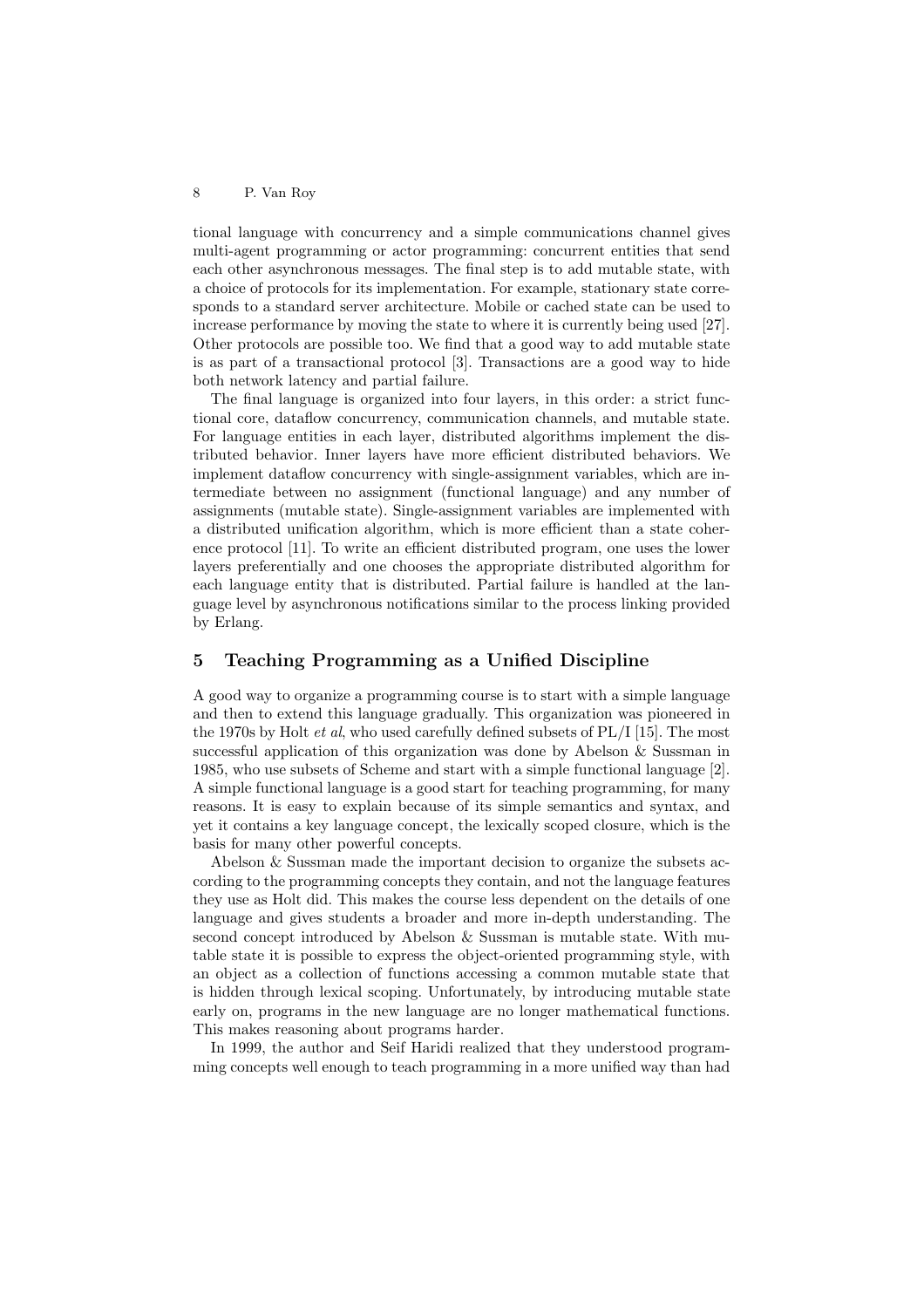tional language with concurrency and a simple communications channel gives multi-agent programming or actor programming: concurrent entities that send each other asynchronous messages. The final step is to add mutable state, with a choice of protocols for its implementation. For example, stationary state corresponds to a standard server architecture. Mobile or cached state can be used to increase performance by moving the state to where it is currently being used [27]. Other protocols are possible too. We find that a good way to add mutable state is as part of a transactional protocol [3]. Transactions are a good way to hide both network latency and partial failure.

The final language is organized into four layers, in this order: a strict functional core, dataflow concurrency, communication channels, and mutable state. For language entities in each layer, distributed algorithms implement the distributed behavior. Inner layers have more efficient distributed behaviors. We implement dataflow concurrency with single-assignment variables, which are intermediate between no assignment (functional language) and any number of assignments (mutable state). Single-assignment variables are implemented with a distributed unification algorithm, which is more efficient than a state coherence protocol [11]. To write an efficient distributed program, one uses the lower layers preferentially and one chooses the appropriate distributed algorithm for each language entity that is distributed. Partial failure is handled at the language level by asynchronous notifications similar to the process linking provided by Erlang.

## 5 Teaching Programming as a Unified Discipline

A good way to organize a programming course is to start with a simple language and then to extend this language gradually. This organization was pioneered in the 1970s by Holt *et al*, who used carefully defined subsets of PL/I [15]. The most successful application of this organization was done by Abelson & Sussman in 1985, who use subsets of Scheme and start with a simple functional language [2]. A simple functional language is a good start for teaching programming, for many reasons. It is easy to explain because of its simple semantics and syntax, and yet it contains a key language concept, the lexically scoped closure, which is the basis for many other powerful concepts.

Abelson & Sussman made the important decision to organize the subsets according to the programming concepts they contain, and not the language features they use as Holt did. This makes the course less dependent on the details of one language and gives students a broader and more in-depth understanding. The second concept introduced by Abelson & Sussman is mutable state. With mutable state it is possible to express the object-oriented programming style, with an object as a collection of functions accessing a common mutable state that is hidden through lexical scoping. Unfortunately, by introducing mutable state early on, programs in the new language are no longer mathematical functions. This makes reasoning about programs harder.

In 1999, the author and Seif Haridi realized that they understood programming concepts well enough to teach programming in a more unified way than had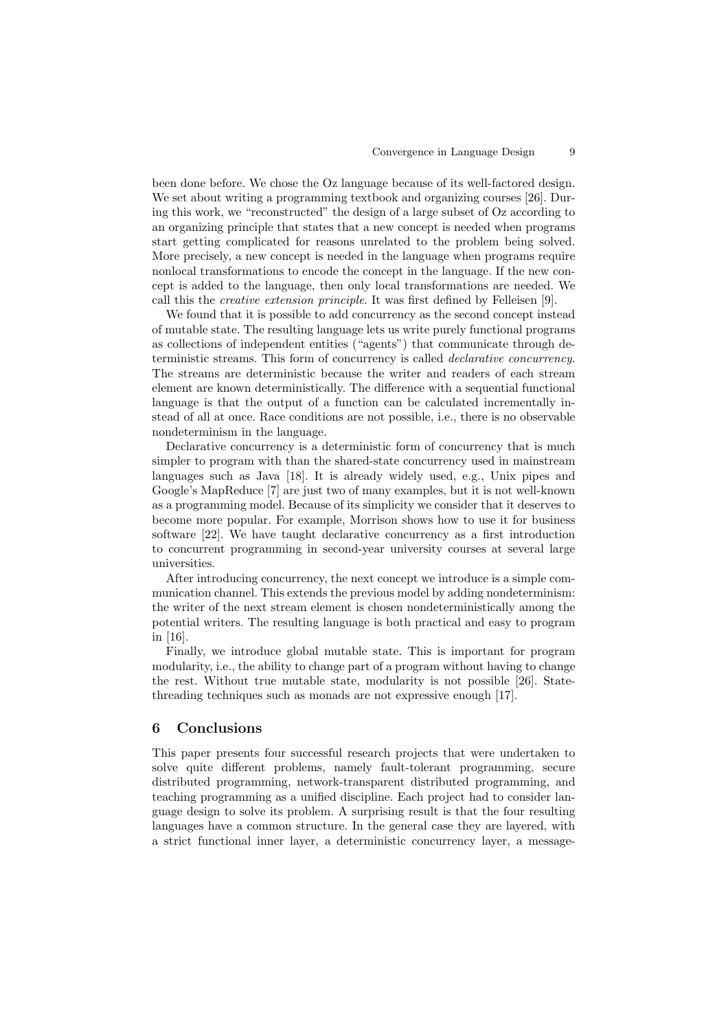been done before. We chose the Oz language because of its well-factored design. We set about writing a programming textbook and organizing courses [26]. During this work, we "reconstructed" the design of a large subset of Oz according to an organizing principle that states that a new concept is needed when programs start getting complicated for reasons unrelated to the problem being solved. More precisely, a new concept is needed in the language when programs require nonlocal transformations to encode the concept in the language. If the new concept is added to the language, then only local transformations are needed. We call this the *creative extension principle*. It was first defined by Felleisen [9].

We found that it is possible to add concurrency as the second concept instead of mutable state. The resulting language lets us write purely functional programs as collections of independent entities ("agents") that communicate through deterministic streams. This form of concurrency is called *declarative concurrency*. The streams are deterministic because the writer and readers of each stream element are known deterministically. The difference with a sequential functional language is that the output of a function can be calculated incrementally instead of all at once. Race conditions are not possible, i.e., there is no observable nondeterminism in the language.

Declarative concurrency is a deterministic form of concurrency that is much simpler to program with than the shared-state concurrency used in mainstream languages such as Java [18]. It is already widely used, e.g., Unix pipes and Google's MapReduce [7] are just two of many examples, but it is not well-known as a programming model. Because of its simplicity we consider that it deserves to become more popular. For example, Morrison shows how to use it for business software [22]. We have taught declarative concurrency as a first introduction to concurrent programming in second-year university courses at several large universities.

After introducing concurrency, the next concept we introduce is a simple communication channel. This extends the previous model by adding nondeterminism: the writer of the next stream element is chosen nondeterministically among the potential writers. The resulting language is both practical and easy to program in [16].

Finally, we introduce global mutable state. This is important for program modularity, i.e., the ability to change part of a program without having to change the rest. Without true mutable state, modularity is not possible [26]. State-threading techniques such as monads are not expressive enough [17].

## 6 Conclusions

This paper presents four successful research projects that were undertaken to solve quite different problems, namely fault-tolerant programming, secure distributed programming, network-transparent distributed programming, and teaching programming as a unified discipline. Each project had to consider language design to solve its problem. A surprising result is that the four resulting languages have a common structure. In the general case they are layered, with a strict functional inner layer, a deterministic concurrency layer, a message-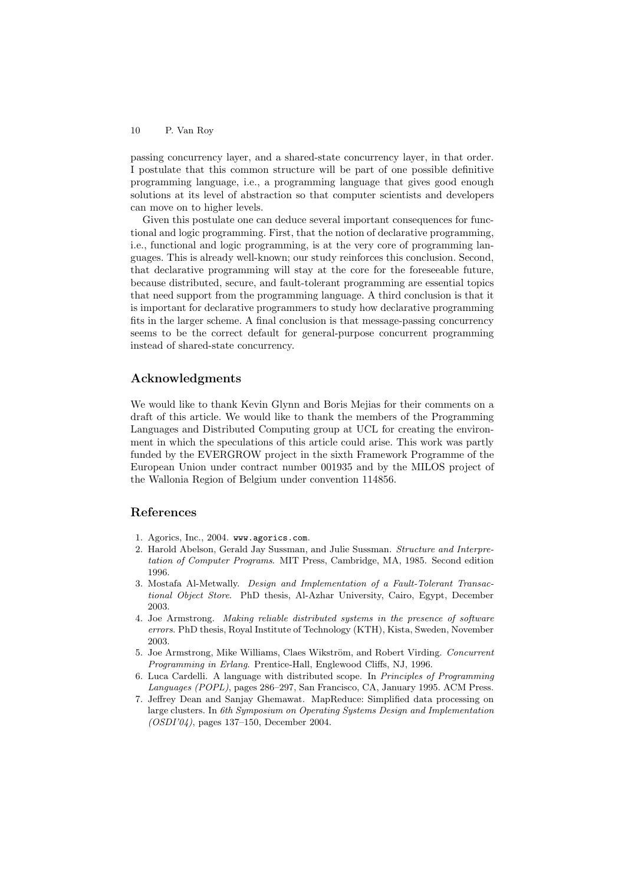passing concurrency layer, and a shared-state concurrency layer, in that order. I postulate that this common structure will be part of one possible definitive programming language, i.e., a programming language that gives good enough solutions at its level of abstraction so that computer scientists and developers can move on to higher levels.

Given this postulate one can deduce several important consequences for functional and logic programming. First, that the notion of declarative programming, i.e., functional and logic programming, is at the very core of programming languages. This is already well-known; our study reinforces this conclusion. Second, that declarative programming will stay at the core for the foreseeable future, because distributed, secure, and fault-tolerant programming are essential topics that need support from the programming language. A third conclusion is that it is important for declarative programmers to study how declarative programming fits in the larger scheme. A final conclusion is that message-passing concurrency seems to be the correct default for general-purpose concurrent programming instead of shared-state concurrency.

## Acknowledgments

We would like to thank Kevin Glynn and Boris Mejias for their comments on a draft of this article. We would like to thank the members of the Programming Languages and Distributed Computing group at UCL for creating the environment in which the speculations of this article could arise. This work was partly funded by the EVERGROW project in the sixth Framework Programme of the European Union under contract number 001935 and by the MILOS project of the Wallonia Region of Belgium under convention 114856.

## References

1. Agorics, Inc., 2004. `www.agorics.com`.
2. Harold Abelson, Gerald Jay Sussman, and Julie Sussman. *Structure and Interpretation of Computer Programs*. MIT Press, Cambridge, MA, 1985. Second edition 1996.
3. Mostafa Al-Metwally. *Design and Implementation of a Fault-Tolerant Transactional Object Store*. PhD thesis, Al-Azhar University, Cairo, Egypt, December 2003.
4. Joe Armstrong. *Making reliable distributed systems in the presence of software errors*. PhD thesis, Royal Institute of Technology (KTH), Kista, Sweden, November 2003.
5. Joe Armstrong, Mike Williams, Claes Wikström, and Robert Virding. *Concurrent Programming in Erlang*. Prentice-Hall, Englewood Cliffs, NJ, 1996.
6. Luca Cardelli. A language with distributed scope. In *Principles of Programming Languages (POPL)*, pages 286–297, San Francisco, CA, January 1995. ACM Press.
7. Jeffrey Dean and Sanjay Ghemawat. MapReduce: Simplified data processing on large clusters. In *6th Symposium on Operating Systems Design and Implementation (OSDI'04)*, pages 137–150, December 2004.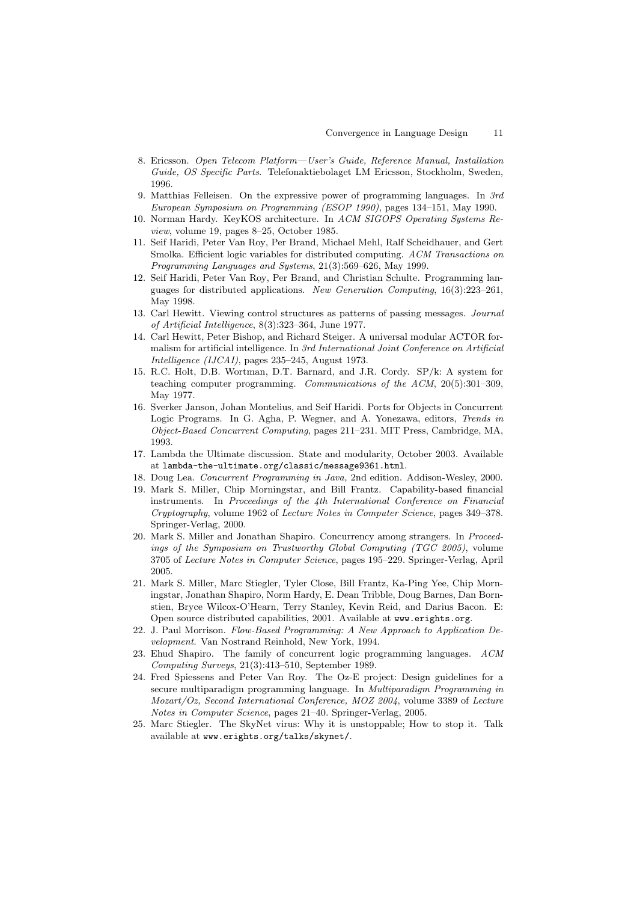8. Ericsson. *Open Telecom Platform—User's Guide, Reference Manual, Installation Guide, OS Specific Parts*. Telefonaktiebolaget LM Ericsson, Stockholm, Sweden, 1996.
9. Matthias Felleisen. On the expressive power of programming languages. In *3rd European Symposium on Programming (ESOP 1990)*, pages 134–151, May 1990.
10. Norman Hardy. KeyKOS architecture. In *ACM SIGOPS Operating Systems Review*, volume 19, pages 8–25, October 1985.
11. Seif Haridi, Peter Van Roy, Per Brand, Michael Mehl, Ralf Scheidhauer, and Gert Smolka. Efficient logic variables for distributed computing. *ACM Transactions on Programming Languages and Systems*, 21(3):569–626, May 1999.
12. Seif Haridi, Peter Van Roy, Per Brand, and Christian Schulte. Programming languages for distributed applications. *New Generation Computing*, 16(3):223–261, May 1998.
13. Carl Hewitt. Viewing control structures as patterns of passing messages. *Journal of Artificial Intelligence*, 8(3):323–364, June 1977.
14. Carl Hewitt, Peter Bishop, and Richard Steiger. A universal modular ACTOR formalism for artificial intelligence. In *3rd International Joint Conference on Artificial Intelligence (IJCAI)*, pages 235–245, August 1973.
15. R.C. Holt, D.B. Wortman, D.T. Barnard, and J.R. Cordy. SP/k: A system for teaching computer programming. *Communications of the ACM*, 20(5):301–309, May 1977.
16. Sverker Janson, Johan Montelius, and Seif Haridi. Ports for Objects in Concurrent Logic Programs. In G. Agha, P. Wegner, and A. Yonezawa, editors, *Trends in Object-Based Concurrent Computing*, pages 211–231. MIT Press, Cambridge, MA, 1993.
17. Lambda the Ultimate discussion. State and modularity, October 2003. Available at `lambda-the-ultimate.org/classic/message9361.html`.
18. Doug Lea. *Concurrent Programming in Java,* 2nd edition. Addison-Wesley, 2000.
19. Mark S. Miller, Chip Morningstar, and Bill Frantz. Capability-based financial instruments. In *Proceedings of the 4th International Conference on Financial Cryptography*, volume 1962 of *Lecture Notes in Computer Science*, pages 349–378. Springer-Verlag, 2000.
20. Mark S. Miller and Jonathan Shapiro. Concurrency among strangers. In *Proceedings of the Symposium on Trustworthy Global Computing (TGC 2005)*, volume 3705 of *Lecture Notes in Computer Science*, pages 195–229. Springer-Verlag, April 2005.
21. Mark S. Miller, Marc Stiegler, Tyler Close, Bill Frantz, Ka-Ping Yee, Chip Morningstar, Jonathan Shapiro, Norm Hardy, E. Dean Tribble, Doug Barnes, Dan Bornstien, Bryce Wilcox-O'Hearn, Terry Stanley, Kevin Reid, and Darius Bacon. E: Open source distributed capabilities, 2001. Available at `www.erights.org`.
22. J. Paul Morrison. *Flow-Based Programming: A New Approach to Application Development*. Van Nostrand Reinhold, New York, 1994.
23. Ehud Shapiro. The family of concurrent logic programming languages. *ACM Computing Surveys*, 21(3):413–510, September 1989.
24. Fred Spiessens and Peter Van Roy. The Oz-E project: Design guidelines for a secure multiparadigm programming language. In *Multiparadigm Programming in Mozart/Oz, Second International Conference, MOZ 2004*, volume 3389 of *Lecture Notes in Computer Science*, pages 21–40. Springer-Verlag, 2005.
25. Marc Stiegler. The SkyNet virus: Why it is unstoppable; How to stop it. Talk available at `www.erights.org/talks/skynet/`.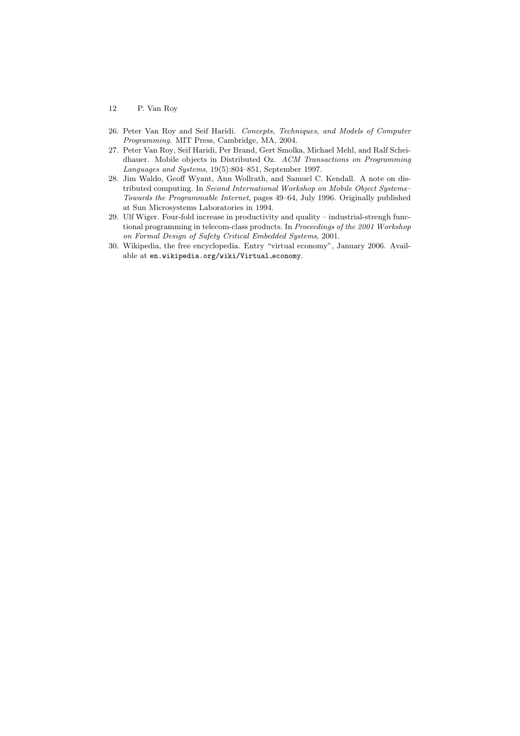26. Peter Van Roy and Seif Haridi. *Concepts, Techniques, and Models of Computer Programming*. MIT Press, Cambridge, MA, 2004.
27. Peter Van Roy, Seif Haridi, Per Brand, Gert Smolka, Michael Mehl, and Ralf Scheidhauer. Mobile objects in Distributed Oz. *ACM Transactions on Programming Languages and Systems*, 19(5):804–851, September 1997.
28. Jim Waldo, Geoff Wyant, Ann Wollrath, and Samuel C. Kendall. A note on distributed computing. In *Second International Workshop on Mobile Object Systems–Towards the Programmable Internet*, pages 49–64, July 1996. Originally published at Sun Microsystems Laboratories in 1994.
29. Ulf Wiger. Four-fold increase in productivity and quality – industrial-strengh functional programming in telecom-class products. In *Proceedings of the 2001 Workshop on Formal Design of Safety Critical Embedded Systems*, 2001.
30. Wikipedia, the free encyclopedia. Entry "virtual economy", January 2006. Available at `en.wikipedia.org/wiki/Virtual_economy`.